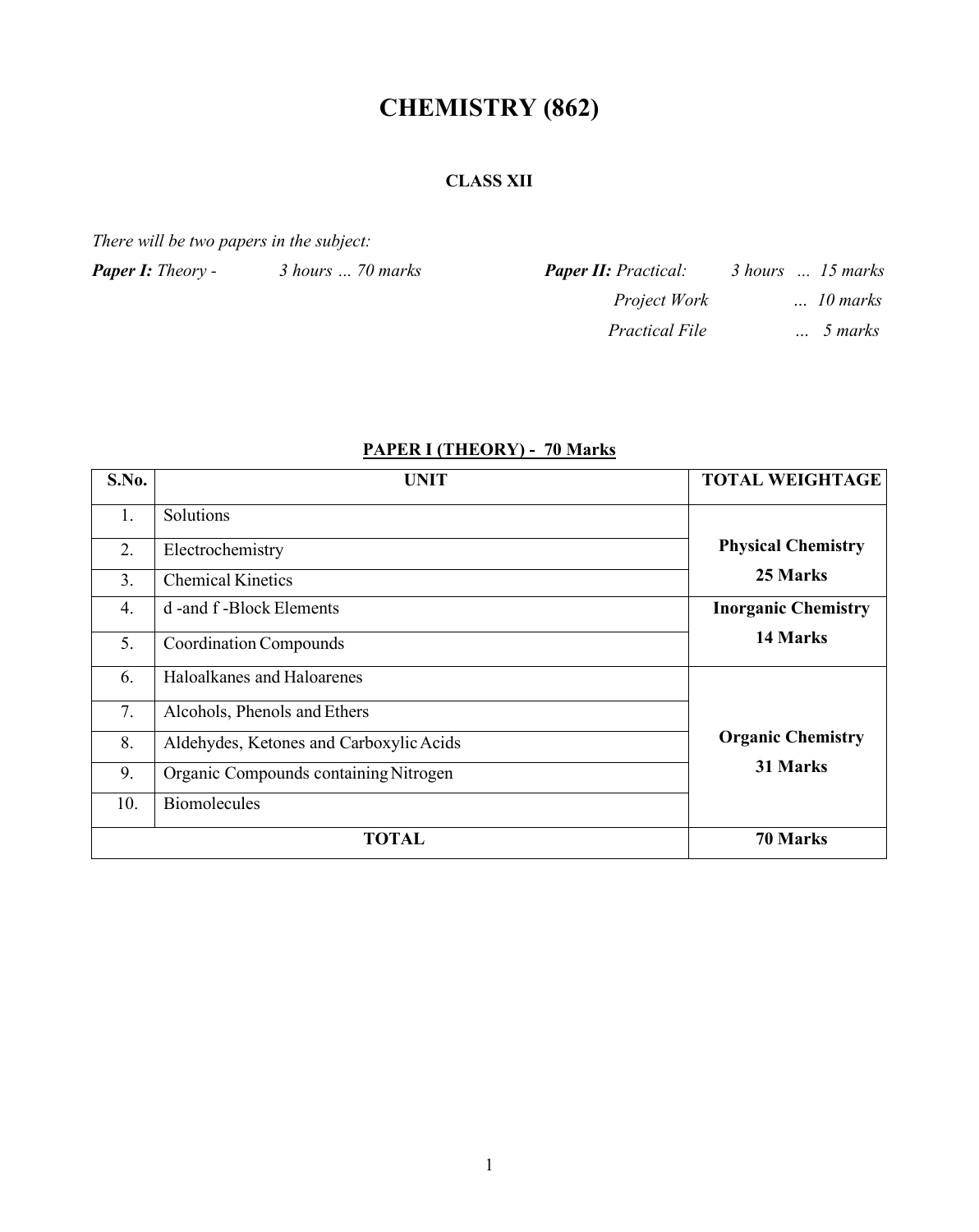# CHEMISTRY (862)

## CLASS XII

*There will be two papers in the subject:*

***Paper I:** Theory - 3 hours ... 70 marks*

***Paper II:** Practical: 3 hours ... 15 marks*

*Project Work ... 10 marks*

*Practical File ... 5 marks*

### PAPER I (THEORY) - 70 Marks

| S.No. | UNIT | TOTAL WEIGHTAGE |
|---|---|---|
| 1. | Solutions | **Physical Chemistry 25 Marks** |
| 2. | Electrochemistry | |
| 3. | Chemical Kinetics | |
| 4. | d -and f -Block Elements | **Inorganic Chemistry 14 Marks** |
| 5. | Coordination Compounds | |
| 6. | Haloalkanes and Haloarenes | **Organic Chemistry 31 Marks** |
| 7. | Alcohols, Phenols and Ethers | |
| 8. | Aldehydes, Ketones and Carboxylic Acids | |
| 9. | Organic Compounds containing Nitrogen | |
| 10. | Biomolecules | |
| **TOTAL** | | **70 Marks** |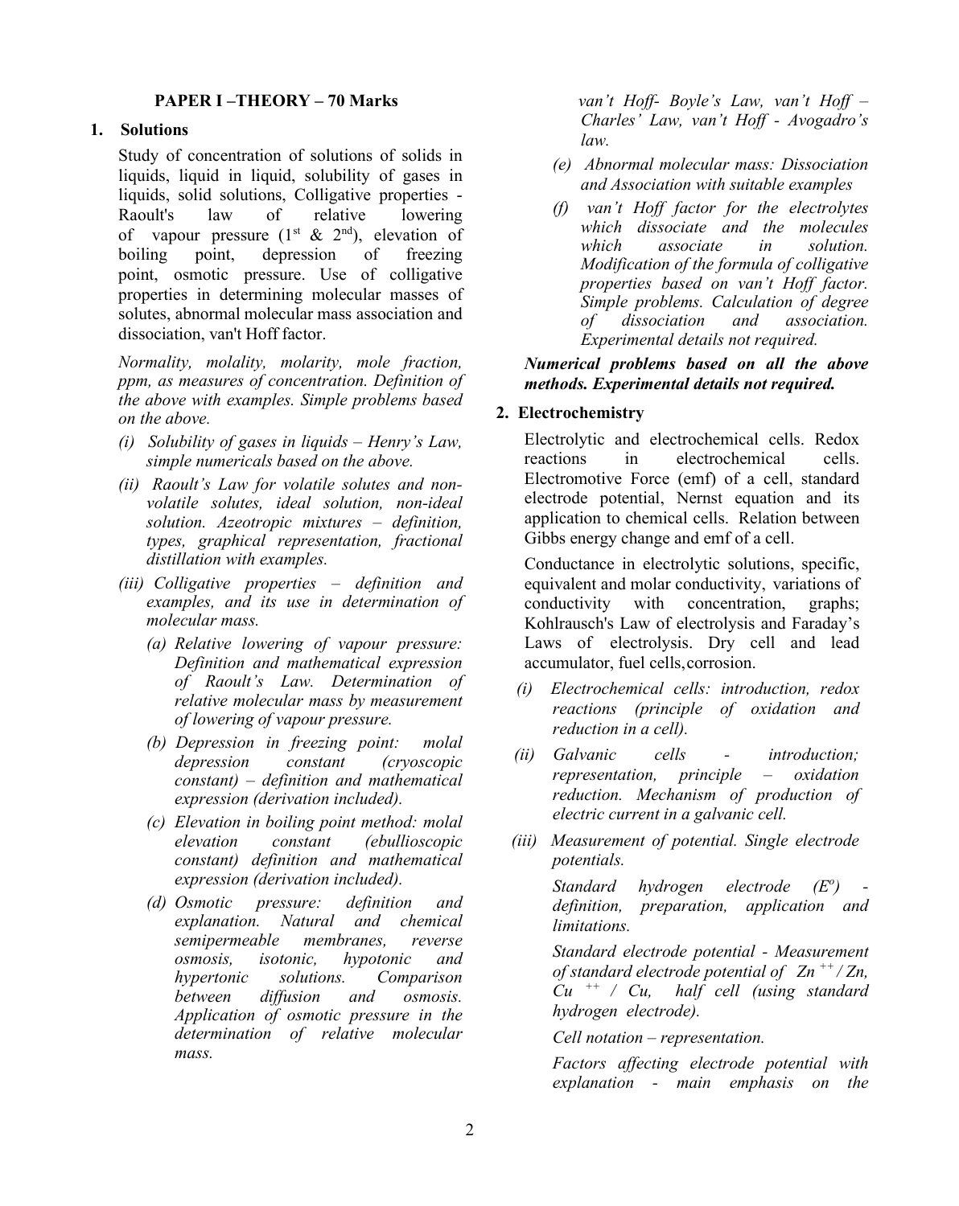**PAPER I –THEORY – 70 Marks**

**1. Solutions**

Study of concentration of solutions of solids in liquids, liquid in liquid, solubility of gases in liquids, solid solutions, Colligative properties - Raoult's law of relative lowering of vapour pressure ($1^{st}$ & $2^{nd}$), elevation of boiling point, depression of freezing point, osmotic pressure. Use of colligative properties in determining molecular masses of solutes, abnormal molecular mass association and dissociation, van't Hoff factor.

*Normality, molality, molarity, mole fraction, ppm, as measures of concentration. Definition of the above with examples. Simple problems based on the above.*

- *(i) Solubility of gases in liquids – Henry's Law, simple numericals based on the above.*
- *(ii) Raoult's Law for volatile solutes and non-volatile solutes, ideal solution, non-ideal solution. Azeotropic mixtures – definition, types, graphical representation, fractional distillation with examples.*
- *(iii) Colligative properties – definition and examples, and its use in determination of molecular mass.*
  - *(a) Relative lowering of vapour pressure: Definition and mathematical expression of Raoult's Law. Determination of relative molecular mass by measurement of lowering of vapour pressure.*
  - *(b) Depression in freezing point: molal depression constant (cryoscopic constant) – definition and mathematical expression (derivation included).*
  - *(c) Elevation in boiling point method: molal elevation constant (ebullioscopic constant) definition and mathematical expression (derivation included).*
  - *(d) Osmotic pressure: definition and explanation. Natural and chemical semipermeable membranes, reverse osmosis, isotonic, hypotonic and hypertonic solutions. Comparison between diffusion and osmosis. Application of osmotic pressure in the determination of relative molecular mass. van't Hoff- Boyle's Law, van't Hoff – Charles' Law, van't Hoff - Avogadro's law.*
  - *(e) Abnormal molecular mass: Dissociation and Association with suitable examples*
  - *(f) van't Hoff factor for the electrolytes which dissociate and the molecules which associate in solution. Modification of the formula of colligative properties based on van't Hoff factor. Simple problems. Calculation of degree of dissociation and association. Experimental details not required.*

***Numerical problems based on all the above methods. Experimental details not required.***

**2. Electrochemistry**

Electrolytic and electrochemical cells. Redox reactions in electrochemical cells. Electromotive Force (emf) of a cell, standard electrode potential, Nernst equation and its application to chemical cells. Relation between Gibbs energy change and emf of a cell.

Conductance in electrolytic solutions, specific, equivalent and molar conductivity, variations of conductivity with concentration, graphs; Kohlrausch's Law of electrolysis and Faraday's Laws of electrolysis. Dry cell and lead accumulator, fuel cells, corrosion.

- *(i) Electrochemical cells: introduction, redox reactions (principle of oxidation and reduction in a cell).*
- *(ii) Galvanic cells - introduction; representation, principle – oxidation reduction. Mechanism of production of electric current in a galvanic cell.*
- *(iii) Measurement of potential. Single electrode potentials.*

  *Standard hydrogen electrode ($E^o$) - definition, preparation, application and limitations.*

  *Standard electrode potential - Measurement of standard electrode potential of $Zn^{++}/Zn$, $Cu^{++}/Cu$, half cell (using standard hydrogen electrode).*

  *Cell notation – representation.*

  *Factors affecting electrode potential with explanation - main emphasis on the*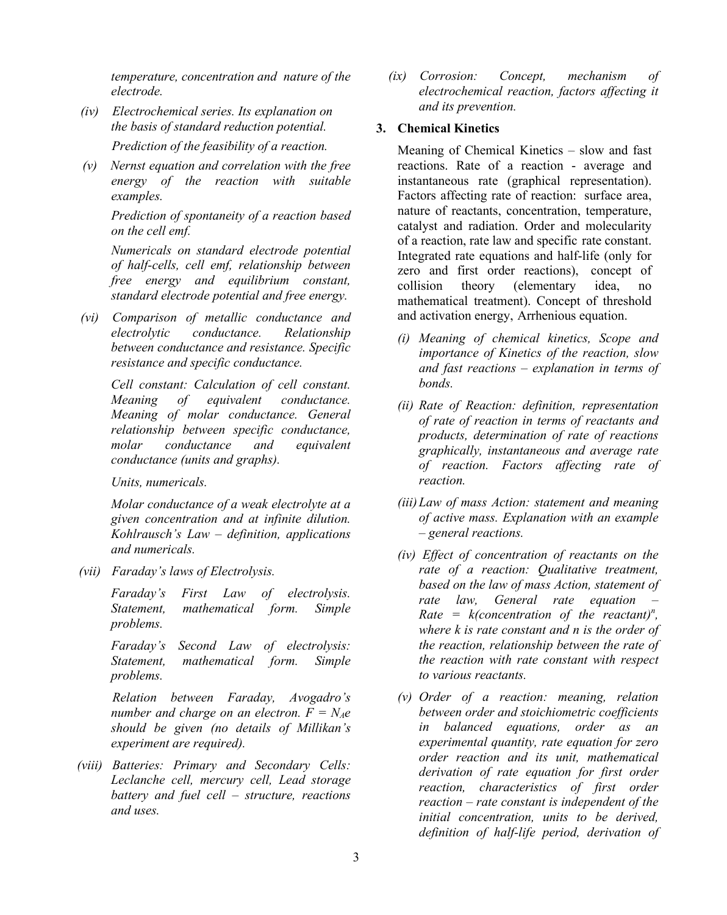*temperature, concentration and nature of the electrode.*

*(iv) Electrochemical series. Its explanation on the basis of standard reduction potential.*

*Prediction of the feasibility of a reaction.*

*(v) Nernst equation and correlation with the free energy of the reaction with suitable examples.*

*Prediction of spontaneity of a reaction based on the cell emf.*

*Numericals on standard electrode potential of half-cells, cell emf, relationship between free energy and equilibrium constant, standard electrode potential and free energy.*

*(vi) Comparison of metallic conductance and electrolytic conductance. Relationship between conductance and resistance. Specific resistance and specific conductance.*

*Cell constant: Calculation of cell constant. Meaning of equivalent conductance. Meaning of molar conductance. General relationship between specific conductance, molar conductance and equivalent conductance (units and graphs).*

*Units, numericals.*

*Molar conductance of a weak electrolyte at a given concentration and at infinite dilution. Kohlrausch's Law – definition, applications and numericals.*

*(vii) Faraday's laws of Electrolysis.*

*Faraday's First Law of electrolysis. Statement, mathematical form. Simple problems.*

*Faraday's Second Law of electrolysis: Statement, mathematical form. Simple problems.*

*Relation between Faraday, Avogadro's number and charge on an electron. $F = N_A e$ should be given (no details of Millikan's experiment are required).*

*(viii) Batteries: Primary and Secondary Cells: Leclanche cell, mercury cell, Lead storage battery and fuel cell – structure, reactions and uses.*

*(ix) Corrosion: Concept, mechanism of electrochemical reaction, factors affecting it and its prevention.*

**3. Chemical Kinetics**

Meaning of Chemical Kinetics – slow and fast reactions. Rate of a reaction - average and instantaneous rate (graphical representation). Factors affecting rate of reaction: surface area, nature of reactants, concentration, temperature, catalyst and radiation. Order and molecularity of a reaction, rate law and specific rate constant. Integrated rate equations and half-life (only for zero and first order reactions), concept of collision theory (elementary idea, no mathematical treatment). Concept of threshold and activation energy, Arrhenious equation.

*(i) Meaning of chemical kinetics, Scope and importance of Kinetics of the reaction, slow and fast reactions – explanation in terms of bonds.*

*(ii) Rate of Reaction: definition, representation of rate of reaction in terms of reactants and products, determination of rate of reactions graphically, instantaneous and average rate of reaction. Factors affecting rate of reaction.*

*(iii) Law of mass Action: statement and meaning of active mass. Explanation with an example – general reactions.*

*(iv) Effect of concentration of reactants on the rate of a reaction: Qualitative treatment, based on the law of mass Action, statement of rate law, General rate equation – Rate = k(concentration of the reactant)$^n$, where k is rate constant and n is the order of the reaction, relationship between the rate of the reaction with rate constant with respect to various reactants.*

*(v) Order of a reaction: meaning, relation between order and stoichiometric coefficients in balanced equations, order as an experimental quantity, rate equation for zero order reaction and its unit, mathematical derivation of rate equation for first order reaction, characteristics of first order reaction – rate constant is independent of the initial concentration, units to be derived, definition of half-life period, derivation of*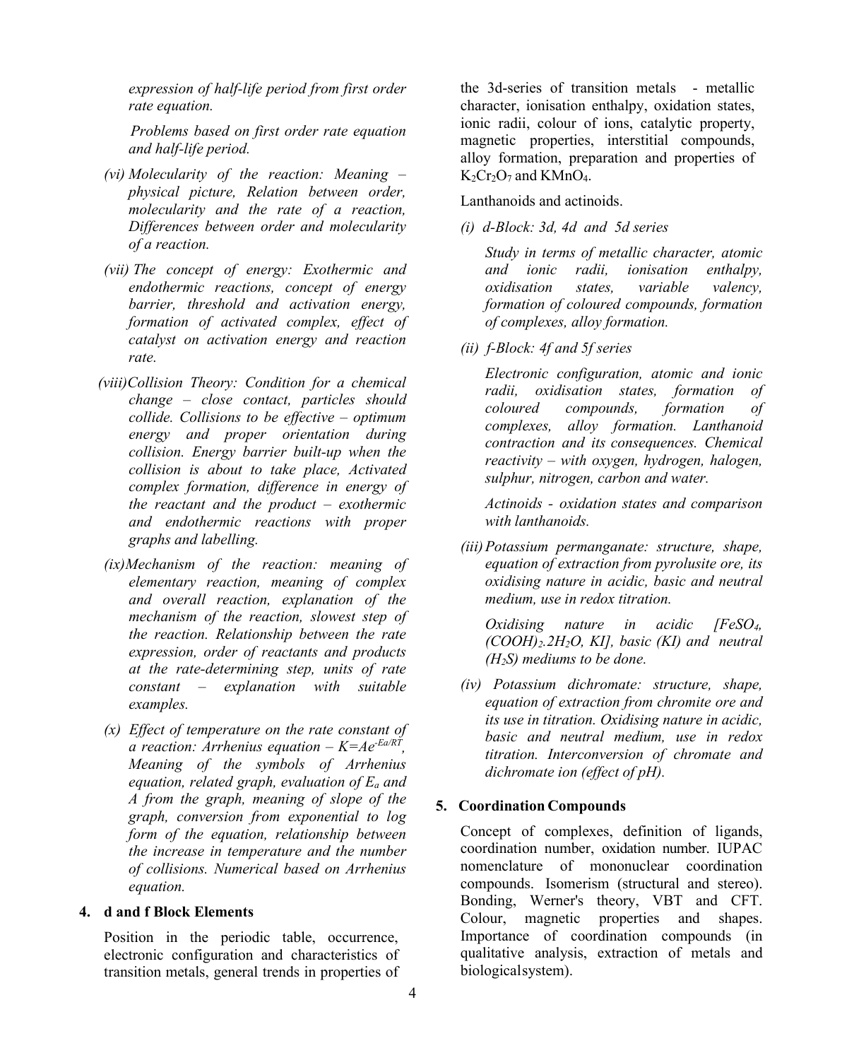*expression of half-life period from first order rate equation.*

*Problems based on first order rate equation and half-life period.*

(vi) *Molecularity of the reaction: Meaning – physical picture, Relation between order, molecularity and the rate of a reaction, Differences between order and molecularity of a reaction.*

(vii) *The concept of energy: Exothermic and endothermic reactions, concept of energy barrier, threshold and activation energy, formation of activated complex, effect of catalyst on activation energy and reaction rate.*

(viii) *Collision Theory: Condition for a chemical change – close contact, particles should collide. Collisions to be effective – optimum energy and proper orientation during collision. Energy barrier built-up when the collision is about to take place, Activated complex formation, difference in energy of the reactant and the product – exothermic and endothermic reactions with proper graphs and labelling.*

(ix) *Mechanism of the reaction: meaning of elementary reaction, meaning of complex and overall reaction, explanation of the mechanism of the reaction, slowest step of the reaction. Relationship between the rate expression, order of reactants and products at the rate-determining step, units of rate constant – explanation with suitable examples.*

(x) *Effect of temperature on the rate constant of a reaction: Arrhenius equation – $K=Ae^{-Ea/RT}$, Meaning of the symbols of Arrhenius equation, related graph, evaluation of $E_a$ and A from the graph, meaning of slope of the graph, conversion from exponential to log form of the equation, relationship between the increase in temperature and the number of collisions. Numerical based on Arrhenius equation.*

**4. d and f Block Elements**

Position in the periodic table, occurrence, electronic configuration and characteristics of transition metals, general trends in properties of the 3d-series of transition metals - metallic character, ionisation enthalpy, oxidation states, ionic radii, colour of ions, catalytic property, magnetic properties, interstitial compounds, alloy formation, preparation and properties of $K_2Cr_2O_7$ and $KMnO_4$.

Lanthanoids and actinoids.

(i) *d-Block: 3d, 4d and 5d series*

*Study in terms of metallic character, atomic and ionic radii, ionisation enthalpy, oxidisation states, variable valency, formation of coloured compounds, formation of complexes, alloy formation.*

(ii) *f-Block: 4f and 5f series*

*Electronic configuration, atomic and ionic radii, oxidisation states, formation of coloured compounds, formation of complexes, alloy formation. Lanthanoid contraction and its consequences. Chemical reactivity – with oxygen, hydrogen, halogen, sulphur, nitrogen, carbon and water.*

*Actinoids - oxidation states and comparison with lanthanoids.*

(iii) *Potassium permanganate: structure, shape, equation of extraction from pyrolusite ore, its oxidising nature in acidic, basic and neutral medium, use in redox titration.*

*Oxidising nature in acidic [$FeSO_4$, $(COOH)_2.2H_2O$, KI], basic (KI) and neutral ($H_2S$) mediums to be done.*

(iv) *Potassium dichromate: structure, shape, equation of extraction from chromite ore and its use in titration. Oxidising nature in acidic, basic and neutral medium, use in redox titration. Interconversion of chromate and dichromate ion (effect of pH).*

**5. Coordination Compounds**

Concept of complexes, definition of ligands, coordination number, oxidation number. IUPAC nomenclature of mononuclear coordination compounds. Isomerism (structural and stereo). Bonding, Werner's theory, VBT and CFT. Colour, magnetic properties and shapes. Importance of coordination compounds (in qualitative analysis, extraction of metals and biological system).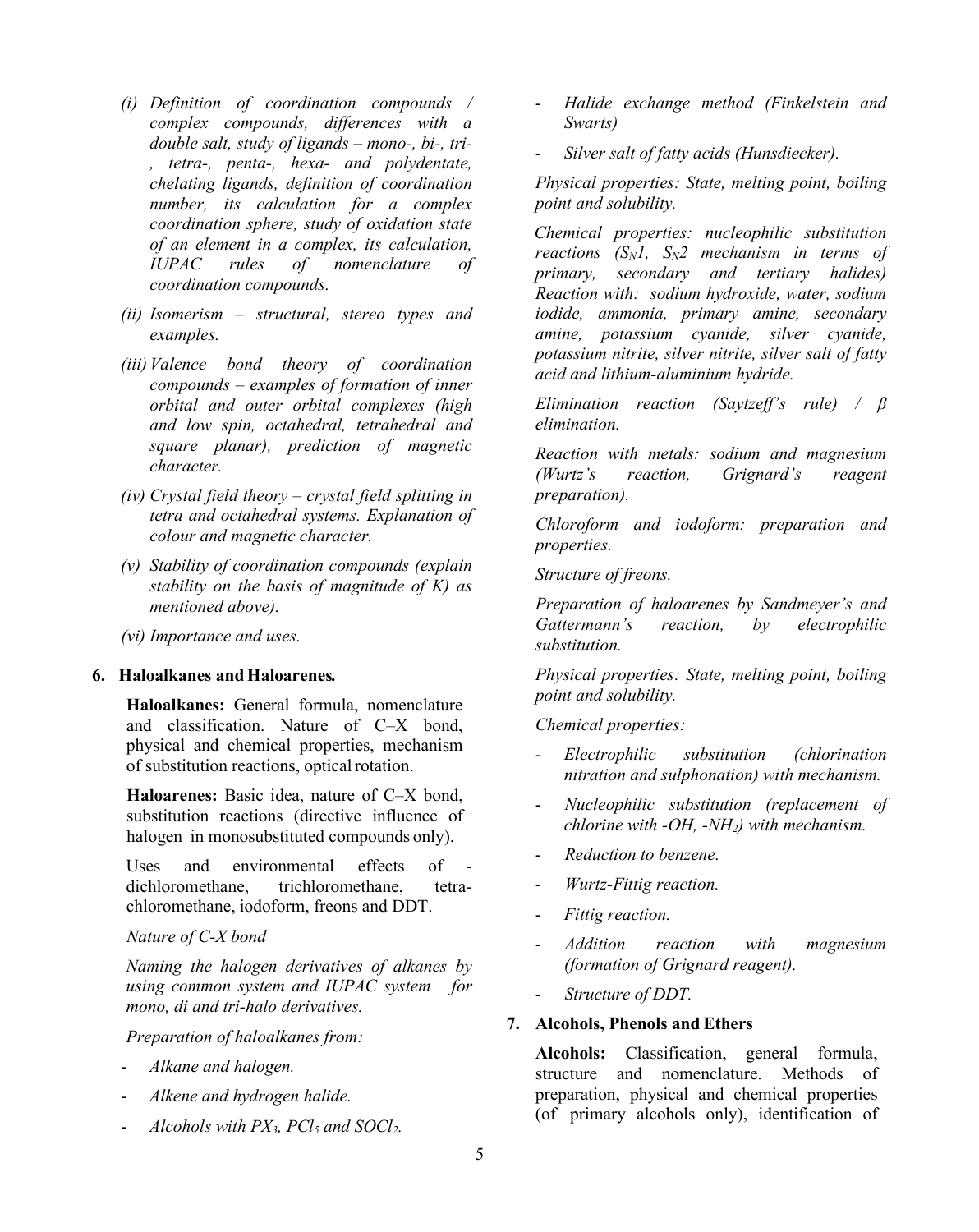*(i) Definition of coordination compounds / complex compounds, differences with a double salt, study of ligands – mono-, bi-, tri-, tetra-, penta-, hexa- and polydentate, chelating ligands, definition of coordination number, its calculation for a complex coordination sphere, study of oxidation state of an element in a complex, its calculation, IUPAC rules of nomenclature of coordination compounds.*

*(ii) Isomerism – structural, stereo types and examples.*

*(iii) Valence bond theory of coordination compounds – examples of formation of inner orbital and outer orbital complexes (high and low spin, octahedral, tetrahedral and square planar), prediction of magnetic character.*

*(iv) Crystal field theory – crystal field splitting in tetra and octahedral systems. Explanation of colour and magnetic character.*

*(v) Stability of coordination compounds (explain stability on the basis of magnitude of K) as mentioned above).*

*(vi) Importance and uses.*

**6. Haloalkanes and Haloarenes.**

**Haloalkanes:** General formula, nomenclature and classification. Nature of C–X bond, physical and chemical properties, mechanism of substitution reactions, optical rotation.

**Haloarenes:** Basic idea, nature of C–X bond, substitution reactions (directive influence of halogen in monosubstituted compounds only).

Uses and environmental effects of - dichloromethane, trichloromethane, tetra-chloromethane, iodoform, freons and DDT.

*Nature of C-X bond*

*Naming the halogen derivatives of alkanes by using common system and IUPAC system for mono, di and tri-halo derivatives.*

*Preparation of haloalkanes from:*

- *Alkane and halogen.*
- *Alkene and hydrogen halide.*
- *Alcohols with $PX_3$, $PCl_5$ and $SOCl_2$.*
- *Halide exchange method (Finkelstein and Swarts)*
- *Silver salt of fatty acids (Hunsdiecker).*

*Physical properties: State, melting point, boiling point and solubility.*

*Chemical properties: nucleophilic substitution reactions ($S_N1$, $S_N2$ mechanism in terms of primary, secondary and tertiary halides) Reaction with: sodium hydroxide, water, sodium iodide, ammonia, primary amine, secondary amine, potassium cyanide, silver cyanide, potassium nitrite, silver nitrite, silver salt of fatty acid and lithium-aluminium hydride.*

*Elimination reaction (Saytzeff's rule) / β elimination.*

*Reaction with metals: sodium and magnesium (Wurtz's reaction, Grignard's reagent preparation).*

*Chloroform and iodoform: preparation and properties.*

*Structure of freons.*

*Preparation of haloarenes by Sandmeyer's and Gattermann's reaction, by electrophilic substitution.*

*Physical properties: State, melting point, boiling point and solubility.*

*Chemical properties:*

- *Electrophilic substitution (chlorination nitration and sulphonation) with mechanism.*
- *Nucleophilic substitution (replacement of chlorine with -OH, -$NH_2$) with mechanism.*
- *Reduction to benzene.*
- *Wurtz-Fittig reaction.*
- *Fittig reaction.*
- *Addition reaction with magnesium (formation of Grignard reagent).*
- *Structure of DDT.*

**7. Alcohols, Phenols and Ethers**

**Alcohols:** Classification, general formula, structure and nomenclature. Methods of preparation, physical and chemical properties (of primary alcohols only), identification of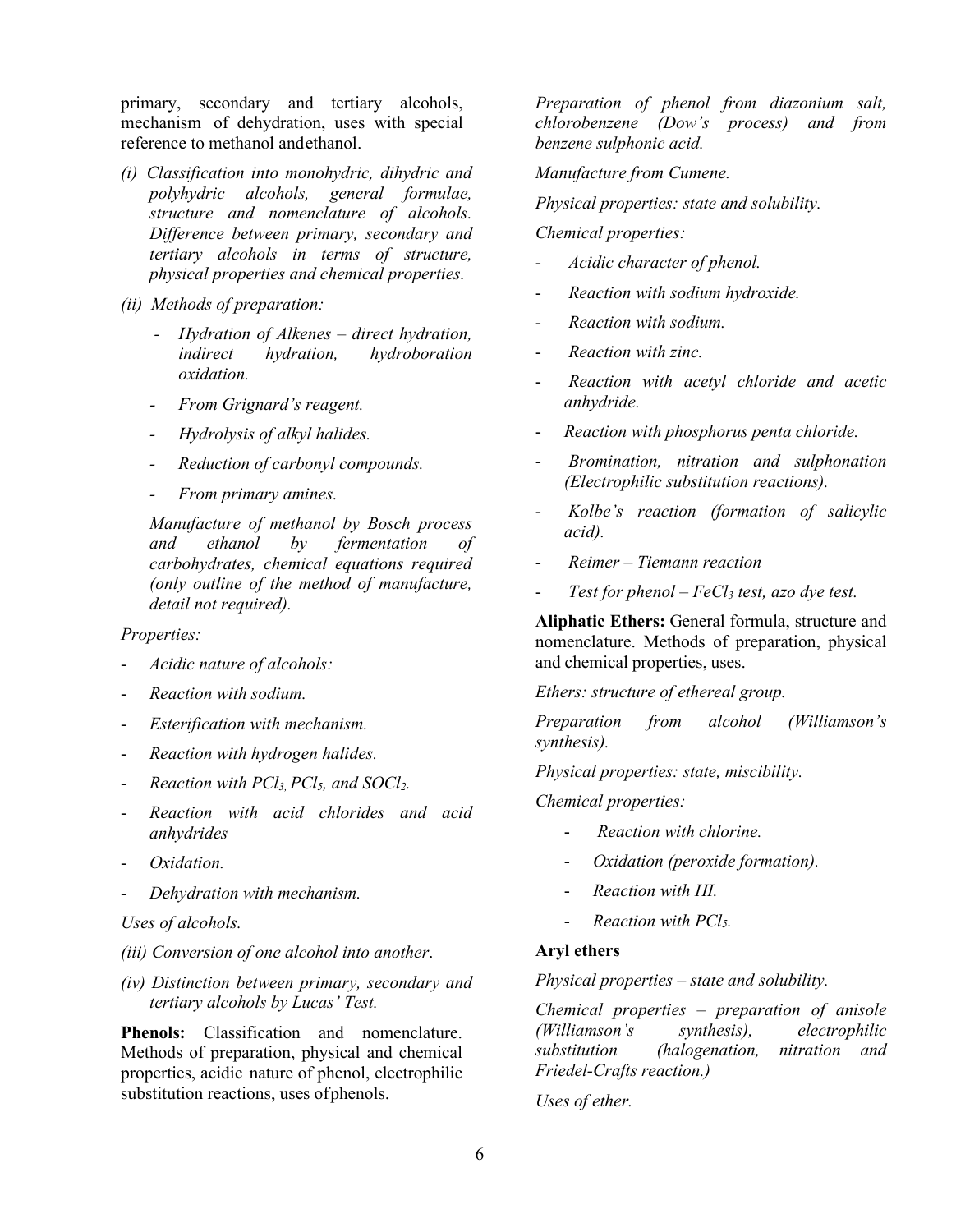primary, secondary and tertiary alcohols, mechanism of dehydration, uses with special reference to methanol and ethanol.

*(i) Classification into monohydric, dihydric and polyhydric alcohols, general formulae, structure and nomenclature of alcohols. Difference between primary, secondary and tertiary alcohols in terms of structure, physical properties and chemical properties.*

*(ii) Methods of preparation:*

- *Hydration of Alkenes – direct hydration, indirect hydration, hydroboration oxidation.*
- *From Grignard's reagent.*
- *Hydrolysis of alkyl halides.*
- *Reduction of carbonyl compounds.*
- *From primary amines.*

*Manufacture of methanol by Bosch process and ethanol by fermentation of carbohydrates, chemical equations required (only outline of the method of manufacture, detail not required).*

*Properties:*

- *Acidic nature of alcohols:*
- *Reaction with sodium.*
- *Esterification with mechanism.*
- *Reaction with hydrogen halides.*
- *Reaction with $PCl_3$, $PCl_5$, and $SOCl_2$.*
- *Reaction with acid chlorides and acid anhydrides*
- *Oxidation.*
- *Dehydration with mechanism.*

*Uses of alcohols.*

*(iii) Conversion of one alcohol into another.*

*(iv) Distinction between primary, secondary and tertiary alcohols by Lucas' Test.*

**Phenols:** Classification and nomenclature. Methods of preparation, physical and chemical properties, acidic nature of phenol, electrophilic substitution reactions, uses of phenols.

*Preparation of phenol from diazonium salt, chlorobenzene (Dow's process) and from benzene sulphonic acid.*

*Manufacture from Cumene.*

*Physical properties: state and solubility.*

*Chemical properties:*

- *Acidic character of phenol.*
- *Reaction with sodium hydroxide.*
- *Reaction with sodium.*
- *Reaction with zinc.*
- *Reaction with acetyl chloride and acetic anhydride.*
- *Reaction with phosphorus penta chloride.*
- *Bromination, nitration and sulphonation (Electrophilic substitution reactions).*
- *Kolbe's reaction (formation of salicylic acid).*
- *Reimer – Tiemann reaction*
- *Test for phenol – $FeCl_3$ test, azo dye test.*

**Aliphatic Ethers:** General formula, structure and nomenclature. Methods of preparation, physical and chemical properties, uses.

*Ethers: structure of ethereal group.*

*Preparation from alcohol (Williamson's synthesis).*

*Physical properties: state, miscibility.*

*Chemical properties:*

- *Reaction with chlorine.*
- *Oxidation (peroxide formation).*
- *Reaction with HI.*
- *Reaction with $PCl_5$.*

**Aryl ethers**

*Physical properties – state and solubility.*

*Chemical properties – preparation of anisole (Williamson's synthesis), electrophilic substitution (halogenation, nitration and Friedel-Crafts reaction.)*

*Uses of ether.*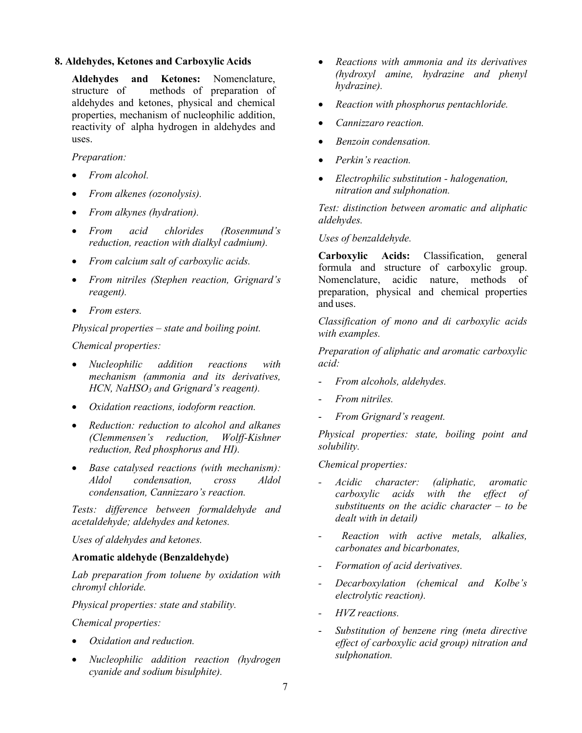## 8. Aldehydes, Ketones and Carboxylic Acids

**Aldehydes and Ketones:** Nomenclature, structure of methods of preparation of aldehydes and ketones, physical and chemical properties, mechanism of nucleophilic addition, reactivity of alpha hydrogen in aldehydes and uses.

*Preparation:*

- *From alcohol.*
- *From alkenes (ozonolysis).*
- *From alkynes (hydration).*
- *From acid chlorides (Rosenmund's reduction, reaction with dialkyl cadmium).*
- *From calcium salt of carboxylic acids.*
- *From nitriles (Stephen reaction, Grignard's reagent).*
- *From esters.*

*Physical properties – state and boiling point.*

*Chemical properties:*

- *Nucleophilic addition reactions with mechanism (ammonia and its derivatives, HCN, $NaHSO_3$ and Grignard's reagent).*
- *Oxidation reactions, iodoform reaction.*
- *Reduction: reduction to alcohol and alkanes (Clemmensen's reduction, Wolff-Kishner reduction, Red phosphorus and HI).*
- *Base catalysed reactions (with mechanism): Aldol condensation, cross Aldol condensation, Cannizzaro's reaction.*

*Tests: difference between formaldehyde and acetaldehyde; aldehydes and ketones.*

*Uses of aldehydes and ketones.*

**Aromatic aldehyde (Benzaldehyde)**

*Lab preparation from toluene by oxidation with chromyl chloride.*

*Physical properties: state and stability.*

*Chemical properties:*

- *Oxidation and reduction.*
- *Nucleophilic addition reaction (hydrogen cyanide and sodium bisulphite).*
- *Reactions with ammonia and its derivatives (hydroxyl amine, hydrazine and phenyl hydrazine).*
- *Reaction with phosphorus pentachloride.*
- *Cannizzaro reaction.*
- *Benzoin condensation.*
- *Perkin's reaction.*
- *Electrophilic substitution - halogenation, nitration and sulphonation.*

*Test: distinction between aromatic and aliphatic aldehydes.*

*Uses of benzaldehyde.*

**Carboxylic Acids:** Classification, general formula and structure of carboxylic group. Nomenclature, acidic nature, methods of preparation, physical and chemical properties and uses.

*Classification of mono and di carboxylic acids with examples.*

*Preparation of aliphatic and aromatic carboxylic acid:*

- *From alcohols, aldehydes.*
- *From nitriles.*
- *From Grignard's reagent.*

*Physical properties: state, boiling point and solubility.*

*Chemical properties:*

- *Acidic character: (aliphatic, aromatic carboxylic acids with the effect of substituents on the acidic character – to be dealt with in detail)*
- *Reaction with active metals, alkalies, carbonates and bicarbonates,*
- *Formation of acid derivatives.*
- *Decarboxylation (chemical and Kolbe's electrolytic reaction).*
- *HVZ reactions.*
- *Substitution of benzene ring (meta directive effect of carboxylic acid group) nitration and sulphonation.*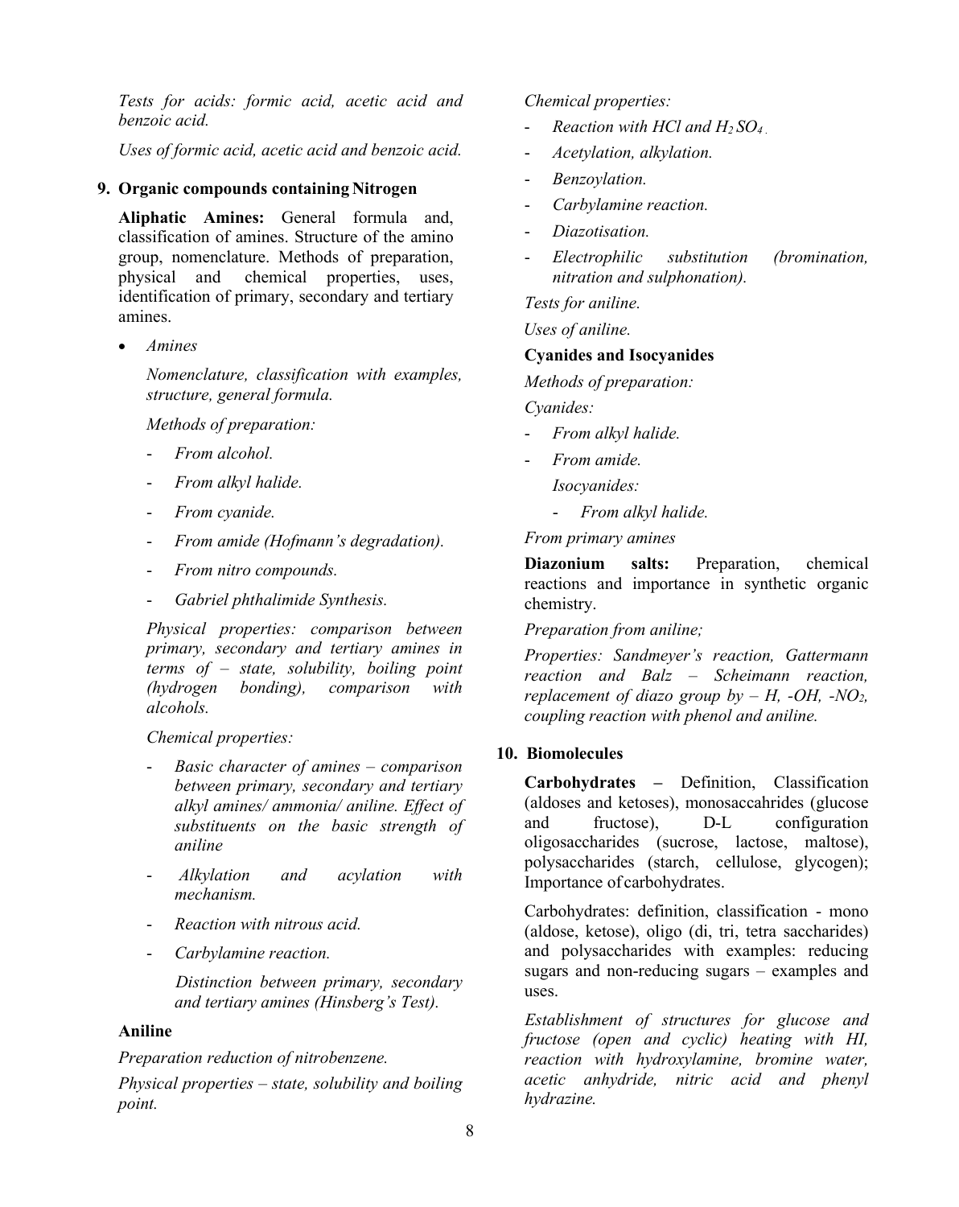*Tests for acids: formic acid, acetic acid and benzoic acid.*

*Uses of formic acid, acetic acid and benzoic acid.*

**9. Organic compounds containing Nitrogen**

**Aliphatic Amines:** General formula and, classification of amines. Structure of the amino group, nomenclature. Methods of preparation, physical and chemical properties, uses, identification of primary, secondary and tertiary amines.

- *Amines*

  *Nomenclature, classification with examples, structure, general formula.*

  *Methods of preparation:*

  - *From alcohol.*
  - *From alkyl halide.*
  - *From cyanide.*
  - *From amide (Hofmann's degradation).*
  - *From nitro compounds.*
  - *Gabriel phthalimide Synthesis.*

  *Physical properties: comparison between primary, secondary and tertiary amines in terms of – state, solubility, boiling point (hydrogen bonding), comparison with alcohols.*

  *Chemical properties:*

  - *Basic character of amines – comparison between primary, secondary and tertiary alkyl amines/ ammonia/ aniline. Effect of substituents on the basic strength of aniline*
  - *Alkylation and acylation with mechanism.*
  - *Reaction with nitrous acid.*
  - *Carbylamine reaction.*

    *Distinction between primary, secondary and tertiary amines (Hinsberg's Test).*

**Aniline**

*Preparation reduction of nitrobenzene.*

*Physical properties – state, solubility and boiling point.*

*Chemical properties:*

- *Reaction with HCl and $H_2SO_4$.*
- *Acetylation, alkylation.*
- *Benzoylation.*
- *Carbylamine reaction.*
- *Diazotisation.*
- *Electrophilic substitution (bromination, nitration and sulphonation).*

*Tests for aniline.*

*Uses of aniline.*

**Cyanides and Isocyanides**

*Methods of preparation:*

*Cyanides:*

- *From alkyl halide.*
- *From amide.*

  *Isocyanides:*

  - *From alkyl halide.*

*From primary amines*

**Diazonium salts:** Preparation, chemical reactions and importance in synthetic organic chemistry.

*Preparation from aniline;*

*Properties: Sandmeyer's reaction, Gattermann reaction and Balz – Scheimann reaction, replacement of diazo group by – H, -OH, $-NO_2$, coupling reaction with phenol and aniline.*

**10. Biomolecules**

**Carbohydrates –** Definition, Classification (aldoses and ketoses), monosaccahrides (glucose and fructose), D-L configuration oligosaccharides (sucrose, lactose, maltose), polysaccharides (starch, cellulose, glycogen); Importance of carbohydrates.

Carbohydrates: definition, classification - mono (aldose, ketose), oligo (di, tri, tetra saccharides) and polysaccharides with examples: reducing sugars and non-reducing sugars – examples and uses.

*Establishment of structures for glucose and fructose (open and cyclic) heating with HI, reaction with hydroxylamine, bromine water, acetic anhydride, nitric acid and phenyl hydrazine.*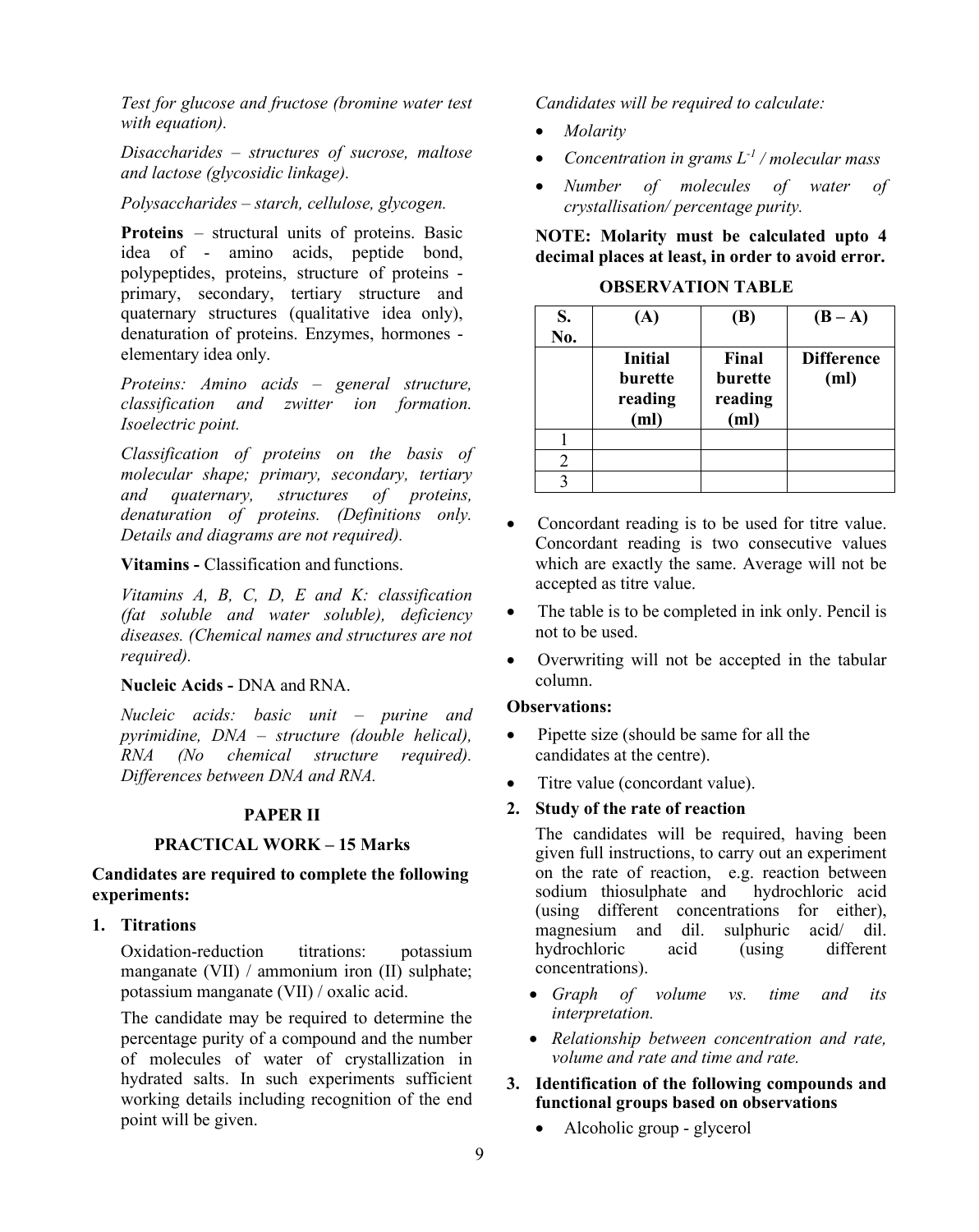*Test for glucose and fructose (bromine water test with equation).*

*Disaccharides – structures of sucrose, maltose and lactose (glycosidic linkage).*

*Polysaccharides – starch, cellulose, glycogen.*

**Proteins** – structural units of proteins. Basic idea of - amino acids, peptide bond, polypeptides, proteins, structure of proteins - primary, secondary, tertiary structure and quaternary structures (qualitative idea only), denaturation of proteins. Enzymes, hormones - elementary idea only.

*Proteins: Amino acids – general structure, classification and zwitter ion formation. Isoelectric point.*

*Classification of proteins on the basis of molecular shape; primary, secondary, tertiary and quaternary, structures of proteins, denaturation of proteins. (Definitions only. Details and diagrams are not required).*

**Vitamins -** Classification and functions.

*Vitamins A, B, C, D, E and K: classification (fat soluble and water soluble), deficiency diseases. (Chemical names and structures are not required).*

**Nucleic Acids -** DNA and RNA.

*Nucleic acids: basic unit – purine and pyrimidine, DNA – structure (double helical), RNA (No chemical structure required). Differences between DNA and RNA.*

## PAPER II

## PRACTICAL WORK – 15 Marks

**Candidates are required to complete the following experiments:**

**1. Titrations**

Oxidation-reduction titrations: potassium manganate (VII) / ammonium iron (II) sulphate; potassium manganate (VII) / oxalic acid.

The candidate may be required to determine the percentage purity of a compound and the number of molecules of water of crystallization in hydrated salts. In such experiments sufficient working details including recognition of the end point will be given.

*Candidates will be required to calculate:*

- *Molarity*
- *Concentration in grams $L^{-1}$ / molecular mass*
- *Number of molecules of water of crystallisation/ percentage purity.*

**NOTE: Molarity must be calculated upto 4 decimal places at least, in order to avoid error.**

**OBSERVATION TABLE**

| S. No. | (A) | (B) | (B – A) |
|---|---|---|---|
| | **Initial burette reading (ml)** | **Final burette reading (ml)** | **Difference (ml)** |
| 1 | | | |
| 2 | | | |
| 3 | | | |

- Concordant reading is to be used for titre value. Concordant reading is two consecutive values which are exactly the same. Average will not be accepted as titre value.
- The table is to be completed in ink only. Pencil is not to be used.
- Overwriting will not be accepted in the tabular column.

**Observations:**

- Pipette size (should be same for all the candidates at the centre).
- Titre value (concordant value).

**2. Study of the rate of reaction**

The candidates will be required, having been given full instructions, to carry out an experiment on the rate of reaction, e.g. reaction between sodium thiosulphate and hydrochloric acid (using different concentrations for either), magnesium and dil. sulphuric acid/ dil. hydrochloric acid (using different concentrations).

- *Graph of volume vs. time and its interpretation.*
- *Relationship between concentration and rate, volume and rate and time and rate.*

**3. Identification of the following compounds and functional groups based on observations**

- Alcoholic group - glycerol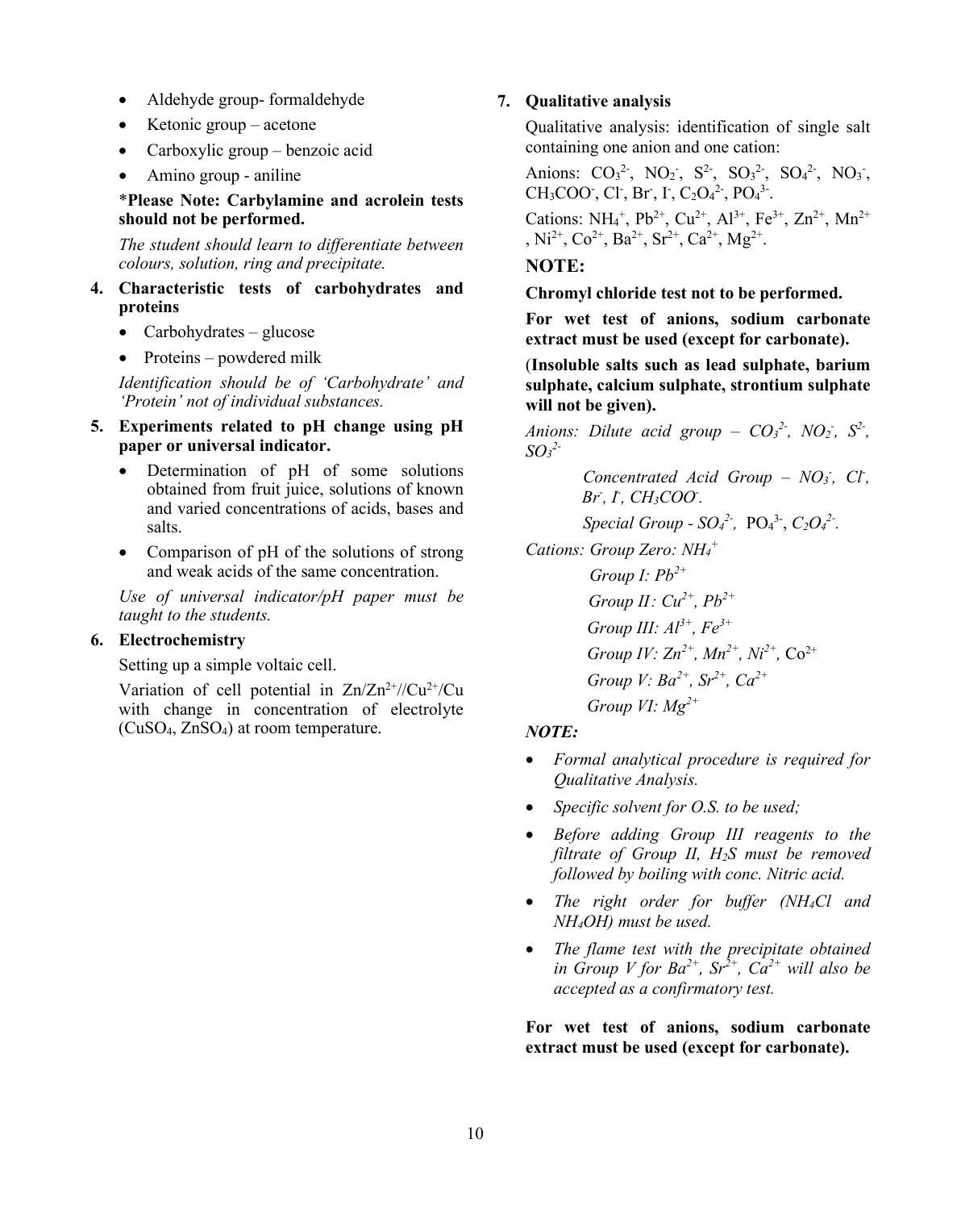- Aldehyde group- formaldehyde
- Ketonic group – acetone
- Carboxylic group – benzoic acid
- Amino group - aniline

***Please Note: Carbylamine and acrolein tests should not be performed.**

*The student should learn to differentiate between colours, solution, ring and precipitate.*

4. **Characteristic tests of carbohydrates and proteins**
   - Carbohydrates – glucose
   - Proteins – powdered milk

   *Identification should be of 'Carbohydrate' and 'Protein' not of individual substances.*

5. **Experiments related to pH change using pH paper or universal indicator.**
   - Determination of pH of some solutions obtained from fruit juice, solutions of known and varied concentrations of acids, bases and salts.
   - Comparison of pH of the solutions of strong and weak acids of the same concentration.

   *Use of universal indicator/pH paper must be taught to the students.*

6. **Electrochemistry**

   Setting up a simple voltaic cell.

   Variation of cell potential in $Zn/Zn^{2+}//Cu^{2+}/Cu$ with change in concentration of electrolyte ($CuSO_4$, $ZnSO_4$) at room temperature.

7. **Qualitative analysis**

   Qualitative analysis: identification of single salt containing one anion and one cation:

   Anions: $CO_3^{2-}$, $NO_2^-$, $S^{2-}$, $SO_3^{2-}$, $SO_4^{2-}$, $NO_3^-$, $CH_3COO^-$, $Cl^-$, $Br^-$, $I^-$, $C_2O_4^{2-}$, $PO_4^{3-}$.

   Cations: $NH_4^+$, $Pb^{2+}$, $Cu^{2+}$, $Al^{3+}$, $Fe^{3+}$, $Zn^{2+}$, $Mn^{2+}$, $Ni^{2+}$, $Co^{2+}$, $Ba^{2+}$, $Sr^{2+}$, $Ca^{2+}$, $Mg^{2+}$.

   **NOTE:**

   **Chromyl chloride test not to be performed.**

   **For wet test of anions, sodium carbonate extract must be used (except for carbonate).**

   (**Insoluble salts such as lead sulphate, barium sulphate, calcium sulphate, strontium sulphate will not be given).**

   *Anions: Dilute acid group –* $CO_3^{2-}$, $NO_2^-$, $S^{2-}$, $SO_3^{2-}$

   *Concentrated Acid Group –* $NO_3^-$, $Cl^-$, $Br^-$, $I^-$, $CH_3COO^-$.

   *Special Group -* $SO_4^{2-}$, $PO_4^{3-}$, $C_2O_4^{2-}$.

   *Cations: Group Zero:* $NH_4^+$

   *Group I:* $Pb^{2+}$

   *Group II:* $Cu^{2+}$, $Pb^{2+}$

   *Group III:* $Al^{3+}$, $Fe^{3+}$

   *Group IV:* $Zn^{2+}$, $Mn^{2+}$, $Ni^{2+}$, $Co^{2+}$

   *Group V:* $Ba^{2+}$, $Sr^{2+}$, $Ca^{2+}$

   *Group VI:* $Mg^{2+}$

   ***NOTE:***

   - *Formal analytical procedure is required for Qualitative Analysis.*
   - *Specific solvent for O.S. to be used;*
   - *Before adding Group III reagents to the filtrate of Group II,* $H_2S$ *must be removed followed by boiling with conc. Nitric acid.*
   - *The right order for buffer (*$NH_4Cl$ *and* $NH_4OH$*) must be used.*
   - *The flame test with the precipitate obtained in Group V for* $Ba^{2+}$, $Sr^{2+}$, $Ca^{2+}$ *will also be accepted as a confirmatory test.*

   **For wet test of anions, sodium carbonate extract must be used (except for carbonate).**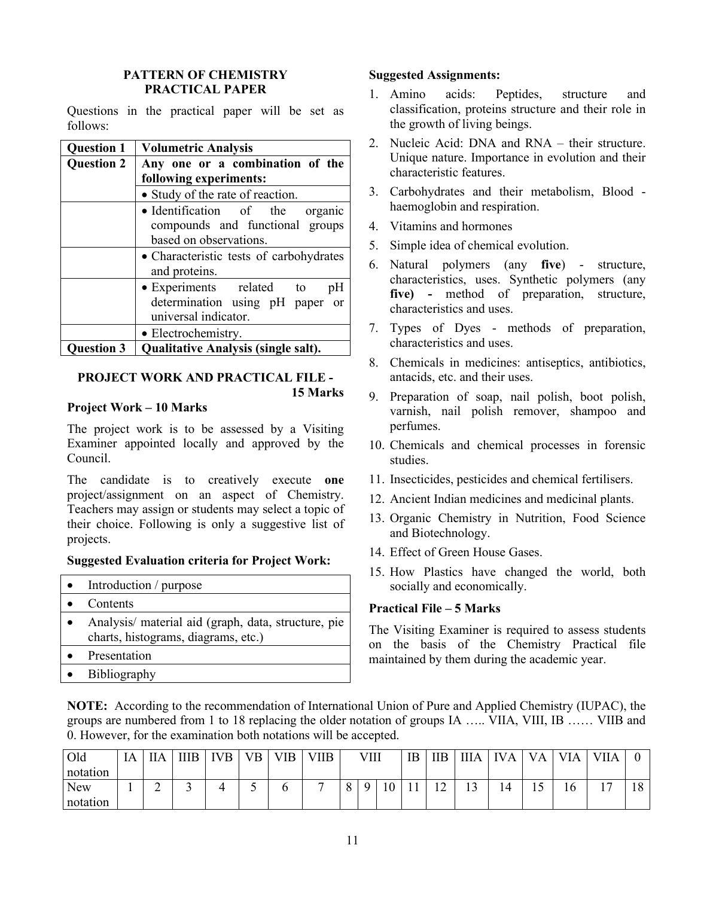## PATTERN OF CHEMISTRY PRACTICAL PAPER

Questions in the practical paper will be set as follows:

| | |
|---|---|
| **Question 1** | **Volumetric Analysis** |
| **Question 2** | **Any one or a combination of the following experiments:** |
| | • Study of the rate of reaction. |
| | • Identification of the organic compounds and functional groups based on observations. |
| | • Characteristic tests of carbohydrates and proteins. |
| | • Experiments related to pH determination using pH paper or universal indicator. |
| | • Electrochemistry. |
| **Question 3** | **Qualitative Analysis (single salt).** |

## PROJECT WORK AND PRACTICAL FILE - 15 Marks

### Project Work – 10 Marks

The project work is to be assessed by a Visiting Examiner appointed locally and approved by the Council.

The candidate is to creatively execute **one** project/assignment on an aspect of Chemistry. Teachers may assign or students may select a topic of their choice. Following is only a suggestive list of projects.

**Suggested Evaluation criteria for Project Work:**

- Introduction / purpose
- Contents
- Analysis/ material aid (graph, data, structure, pie charts, histograms, diagrams, etc.)
- Presentation
- Bibliography

**Suggested Assignments:**

1. Amino acids: Peptides, structure and classification, proteins structure and their role in the growth of living beings.
2. Nucleic Acid: DNA and RNA – their structure. Unique nature. Importance in evolution and their characteristic features.
3. Carbohydrates and their metabolism, Blood - haemoglobin and respiration.
4. Vitamins and hormones
5. Simple idea of chemical evolution.
6. Natural polymers (any **five**) - structure, characteristics, uses. Synthetic polymers (any **five) -** method of preparation, structure, characteristics and uses.
7. Types of Dyes - methods of preparation, characteristics and uses.
8. Chemicals in medicines: antiseptics, antibiotics, antacids, etc. and their uses.
9. Preparation of soap, nail polish, boot polish, varnish, nail polish remover, shampoo and perfumes.
10. Chemicals and chemical processes in forensic studies.
11. Insecticides, pesticides and chemical fertilisers.
12. Ancient Indian medicines and medicinal plants.
13. Organic Chemistry in Nutrition, Food Science and Biotechnology.
14. Effect of Green House Gases.
15. How Plastics have changed the world, both socially and economically.

### Practical File – 5 Marks

The Visiting Examiner is required to assess students on the basis of the Chemistry Practical file maintained by them during the academic year.

**NOTE:** According to the recommendation of International Union of Pure and Applied Chemistry (IUPAC), the groups are numbered from 1 to 18 replacing the older notation of groups IA ….. VIIA, VIII, IB …… VIIB and 0. However, for the examination both notations will be accepted.

| Old notation | IA | IIA | IIIB | IVB | VB | VIB | VIIB | VIII | | | IB | IIB | IIIA | IVA | VA | VIA | VIIA | 0 |
|---|---|---|---|---|---|---|---|---|---|---|---|---|---|---|---|---|---|---|
| New notation | 1 | 2 | 3 | 4 | 5 | 6 | 7 | 8 | 9 | 10 | 11 | 12 | 13 | 14 | 15 | 16 | 17 | 18 |